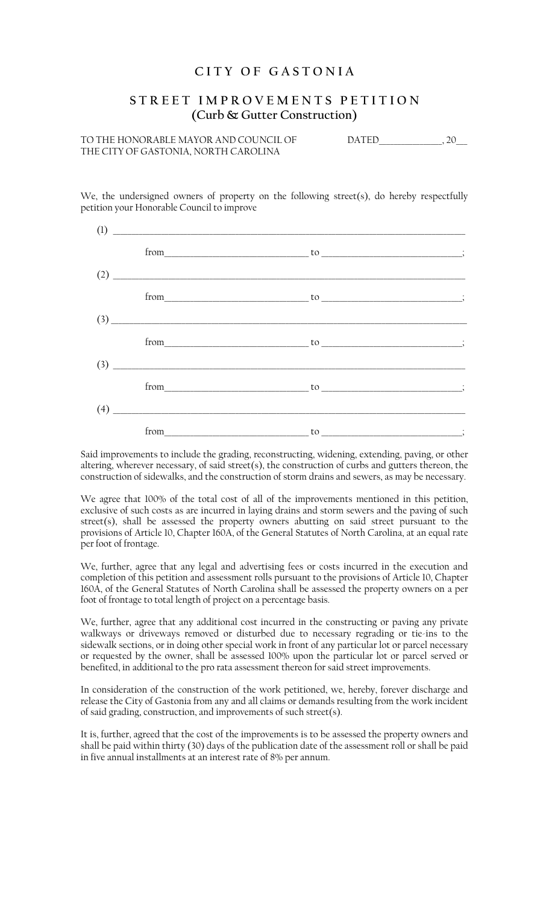# CITY OF GASTONIA

## STREET IMPROVEMENTS PETITION
**(Curb & Gutter Construction)**

TO THE HONORABLE MAYOR AND COUNCIL OF THE CITY OF GASTONIA, NORTH CAROLINA

DATED______________, 20___

We, the undersigned owners of property on the following street(s), do hereby respectfully petition your Honorable Council to improve

(1) ______________________________________________________________

from______________________________ to ______________________________;

(2) ______________________________________________________________

from______________________________ to ______________________________;

(3) ______________________________________________________________

from______________________________ to ______________________________;

(3) ______________________________________________________________

from______________________________ to ______________________________;

(4) ______________________________________________________________

from______________________________ to ______________________________;

Said improvements to include the grading, reconstructing, widening, extending, paving, or other altering, wherever necessary, of said street(s), the construction of curbs and gutters thereon, the construction of sidewalks, and the construction of storm drains and sewers, as may be necessary.

We agree that 100% of the total cost of all of the improvements mentioned in this petition, exclusive of such costs as are incurred in laying drains and storm sewers and the paving of such street(s), shall be assessed the property owners abutting on said street pursuant to the provisions of Article 10, Chapter 160A, of the General Statutes of North Carolina, at an equal rate per foot of frontage.

We, further, agree that any legal and advertising fees or costs incurred in the execution and completion of this petition and assessment rolls pursuant to the provisions of Article 10, Chapter 160A, of the General Statutes of North Carolina shall be assessed the property owners on a per foot of frontage to total length of project on a percentage basis.

We, further, agree that any additional cost incurred in the constructing or paving any private walkways or driveways removed or disturbed due to necessary regrading or tie-ins to the sidewalk sections, or in doing other special work in front of any particular lot or parcel necessary or requested by the owner, shall be assessed 100% upon the particular lot or parcel served or benefited, in additional to the pro rata assessment thereon for said street improvements.

In consideration of the construction of the work petitioned, we, hereby, forever discharge and release the City of Gastonia from any and all claims or demands resulting from the work incident of said grading, construction, and improvements of such street(s).

It is, further, agreed that the cost of the improvements is to be assessed the property owners and shall be paid within thirty (30) days of the publication date of the assessment roll or shall be paid in five annual installments at an interest rate of 8% per annum.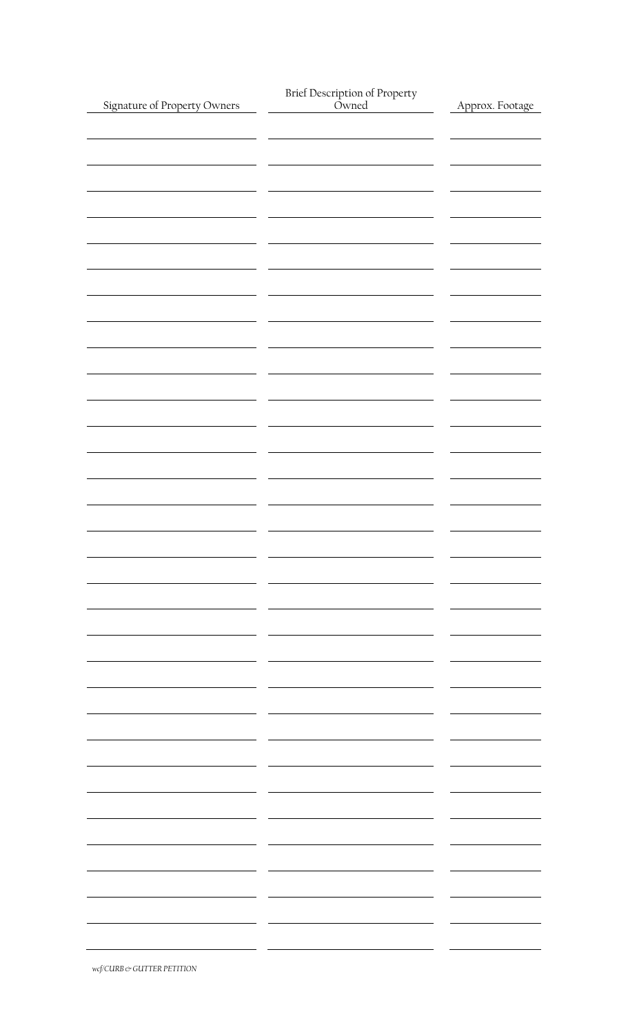| Signature of Property Owners | Brief Description of Property Owned | Approx. Footage |
|---|---|---|
| | | |
| | | |
| | | |
| | | |
| | | |
| | | |
| | | |
| | | |
| | | |
| | | |
| | | |
| | | |
| | | |
| | | |
| | | |
| | | |
| | | |
| | | |
| | | |
| | | |
| | | |
| | | |
| | | |
| | | |
| | | |
| | | |
| | | |
| | | |
| | | |
| | | |
| | | |
| | | |

*wcf/CURB & GUTTER PETITION*